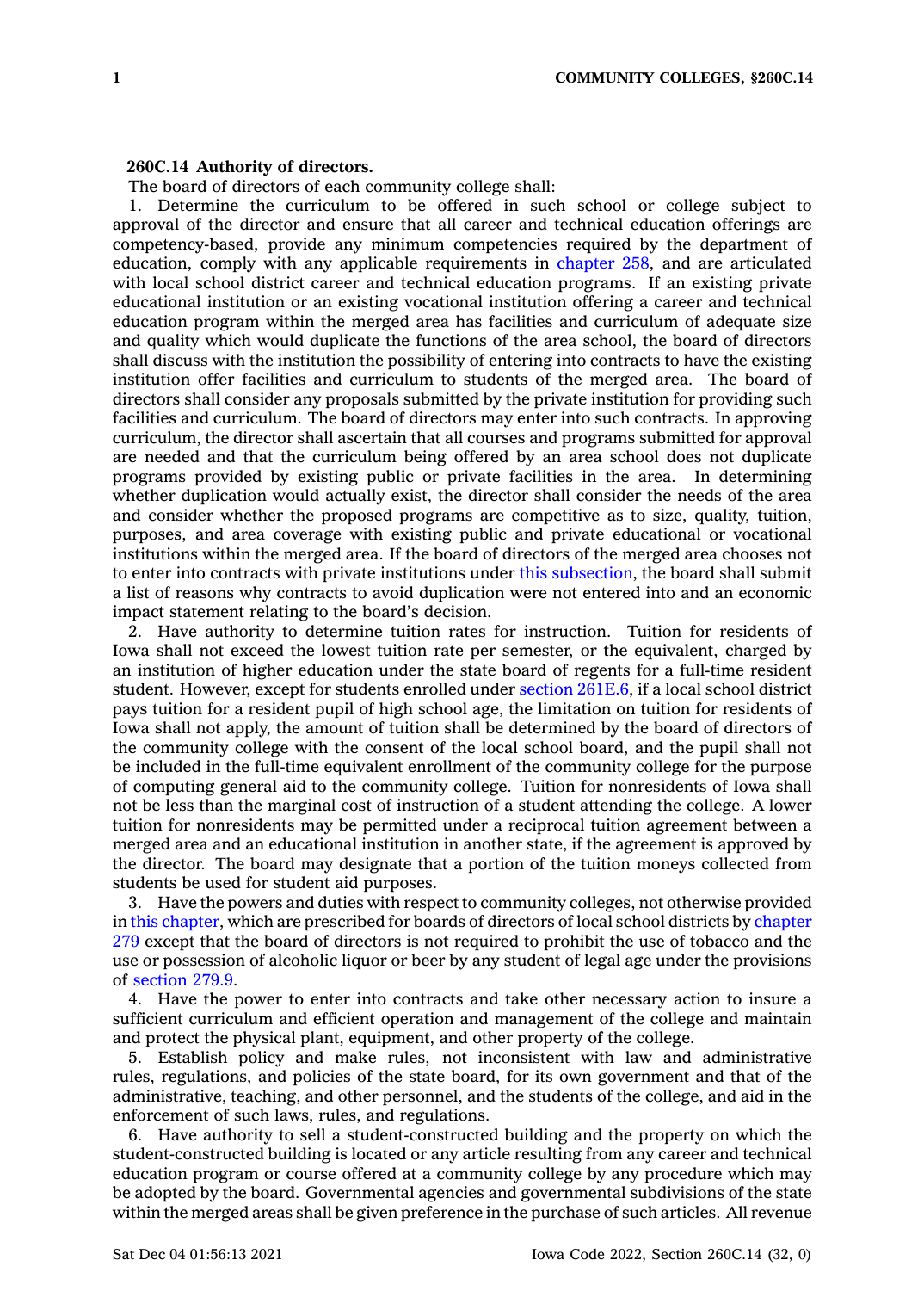**260C.14 Authority of directors.**

The board of directors of each community college shall:

1. Determine the curriculum to be offered in such school or college subject to approval of the director and ensure that all career and technical education offerings are competency-based, provide any minimum competencies required by the department of education, comply with any applicable requirements in chapter 258, and are articulated with local school district career and technical education programs. If an existing private educational institution or an existing vocational institution offering a career and technical education program within the merged area has facilities and curriculum of adequate size and quality which would duplicate the functions of the area school, the board of directors shall discuss with the institution the possibility of entering into contracts to have the existing institution offer facilities and curriculum to students of the merged area. The board of directors shall consider any proposals submitted by the private institution for providing such facilities and curriculum. The board of directors may enter into such contracts. In approving curriculum, the director shall ascertain that all courses and programs submitted for approval are needed and that the curriculum being offered by an area school does not duplicate programs provided by existing public or private facilities in the area. In determining whether duplication would actually exist, the director shall consider the needs of the area and consider whether the proposed programs are competitive as to size, quality, tuition, purposes, and area coverage with existing public and private educational or vocational institutions within the merged area. If the board of directors of the merged area chooses not to enter into contracts with private institutions under this subsection, the board shall submit a list of reasons why contracts to avoid duplication were not entered into and an economic impact statement relating to the board's decision.

2. Have authority to determine tuition rates for instruction. Tuition for residents of Iowa shall not exceed the lowest tuition rate per semester, or the equivalent, charged by an institution of higher education under the state board of regents for a full-time resident student. However, except for students enrolled under section 261E.6, if a local school district pays tuition for a resident pupil of high school age, the limitation on tuition for residents of Iowa shall not apply, the amount of tuition shall be determined by the board of directors of the community college with the consent of the local school board, and the pupil shall not be included in the full-time equivalent enrollment of the community college for the purpose of computing general aid to the community college. Tuition for nonresidents of Iowa shall not be less than the marginal cost of instruction of a student attending the college. A lower tuition for nonresidents may be permitted under a reciprocal tuition agreement between a merged area and an educational institution in another state, if the agreement is approved by the director. The board may designate that a portion of the tuition moneys collected from students be used for student aid purposes.

3. Have the powers and duties with respect to community colleges, not otherwise provided in this chapter, which are prescribed for boards of directors of local school districts by chapter 279 except that the board of directors is not required to prohibit the use of tobacco and the use or possession of alcoholic liquor or beer by any student of legal age under the provisions of section 279.9.

4. Have the power to enter into contracts and take other necessary action to insure a sufficient curriculum and efficient operation and management of the college and maintain and protect the physical plant, equipment, and other property of the college.

5. Establish policy and make rules, not inconsistent with law and administrative rules, regulations, and policies of the state board, for its own government and that of the administrative, teaching, and other personnel, and the students of the college, and aid in the enforcement of such laws, rules, and regulations.

6. Have authority to sell a student-constructed building and the property on which the student-constructed building is located or any article resulting from any career and technical education program or course offered at a community college by any procedure which may be adopted by the board. Governmental agencies and governmental subdivisions of the state within the merged areas shall be given preference in the purchase of such articles. All revenue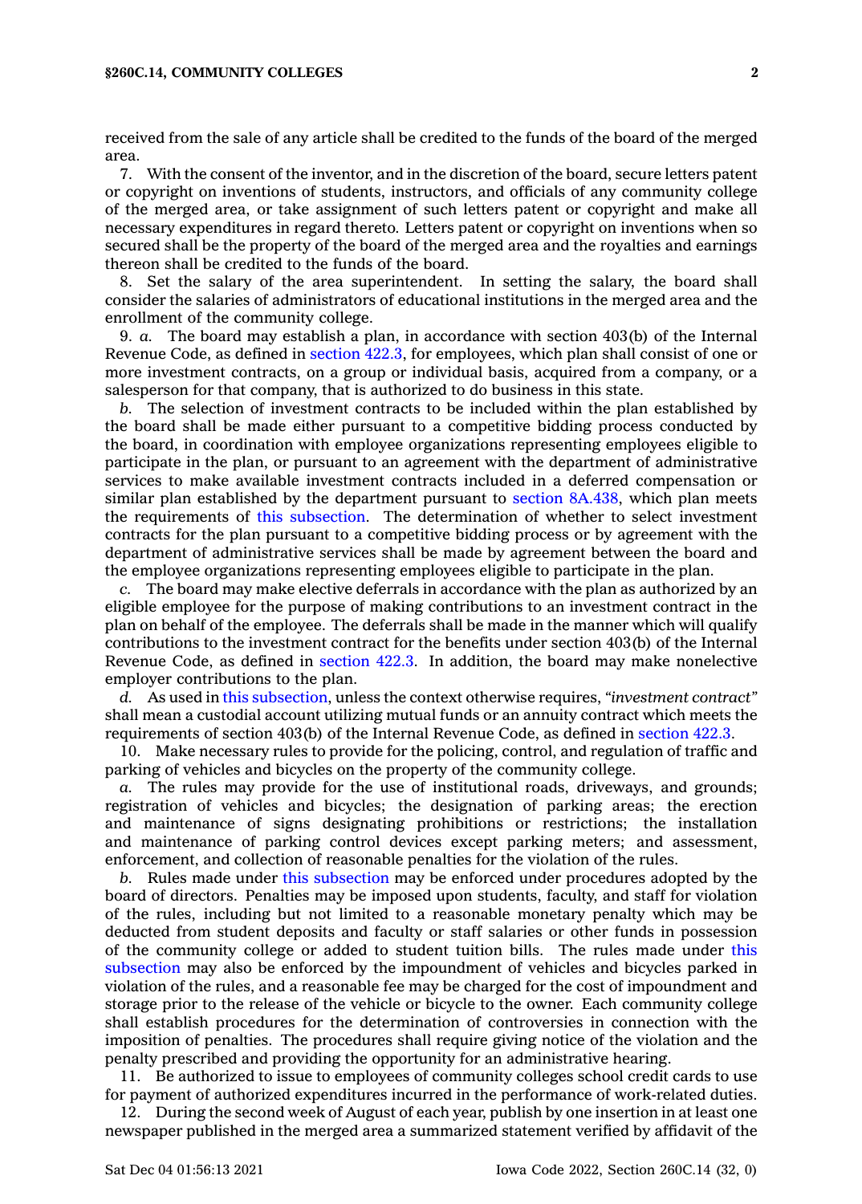received from the sale of any article shall be credited to the funds of the board of the merged area.

7. With the consent of the inventor, and in the discretion of the board, secure letters patent or copyright on inventions of students, instructors, and officials of any community college of the merged area, or take assignment of such letters patent or copyright and make all necessary expenditures in regard thereto. Letters patent or copyright on inventions when so secured shall be the property of the board of the merged area and the royalties and earnings thereon shall be credited to the funds of the board.

8. Set the salary of the area superintendent. In setting the salary, the board shall consider the salaries of administrators of educational institutions in the merged area and the enrollment of the community college.

9. *a.* The board may establish a plan, in accordance with section 403(b) of the Internal Revenue Code, as defined in section 422.3, for employees, which plan shall consist of one or more investment contracts, on a group or individual basis, acquired from a company, or a salesperson for that company, that is authorized to do business in this state.

*b.* The selection of investment contracts to be included within the plan established by the board shall be made either pursuant to a competitive bidding process conducted by the board, in coordination with employee organizations representing employees eligible to participate in the plan, or pursuant to an agreement with the department of administrative services to make available investment contracts included in a deferred compensation or similar plan established by the department pursuant to section 8A.438, which plan meets the requirements of this subsection. The determination of whether to select investment contracts for the plan pursuant to a competitive bidding process or by agreement with the department of administrative services shall be made by agreement between the board and the employee organizations representing employees eligible to participate in the plan.

*c.* The board may make elective deferrals in accordance with the plan as authorized by an eligible employee for the purpose of making contributions to an investment contract in the plan on behalf of the employee. The deferrals shall be made in the manner which will qualify contributions to the investment contract for the benefits under section 403(b) of the Internal Revenue Code, as defined in section 422.3. In addition, the board may make nonelective employer contributions to the plan.

*d.* As used in this subsection, unless the context otherwise requires, *"investment contract"* shall mean a custodial account utilizing mutual funds or an annuity contract which meets the requirements of section 403(b) of the Internal Revenue Code, as defined in section 422.3.

10. Make necessary rules to provide for the policing, control, and regulation of traffic and parking of vehicles and bicycles on the property of the community college.

*a.* The rules may provide for the use of institutional roads, driveways, and grounds; registration of vehicles and bicycles; the designation of parking areas; the erection and maintenance of signs designating prohibitions or restrictions; the installation and maintenance of parking control devices except parking meters; and assessment, enforcement, and collection of reasonable penalties for the violation of the rules.

*b.* Rules made under this subsection may be enforced under procedures adopted by the board of directors. Penalties may be imposed upon students, faculty, and staff for violation of the rules, including but not limited to a reasonable monetary penalty which may be deducted from student deposits and faculty or staff salaries or other funds in possession of the community college or added to student tuition bills. The rules made under this subsection may also be enforced by the impoundment of vehicles and bicycles parked in violation of the rules, and a reasonable fee may be charged for the cost of impoundment and storage prior to the release of the vehicle or bicycle to the owner. Each community college shall establish procedures for the determination of controversies in connection with the imposition of penalties. The procedures shall require giving notice of the violation and the penalty prescribed and providing the opportunity for an administrative hearing.

11. Be authorized to issue to employees of community colleges school credit cards to use for payment of authorized expenditures incurred in the performance of work-related duties.

12. During the second week of August of each year, publish by one insertion in at least one newspaper published in the merged area a summarized statement verified by affidavit of the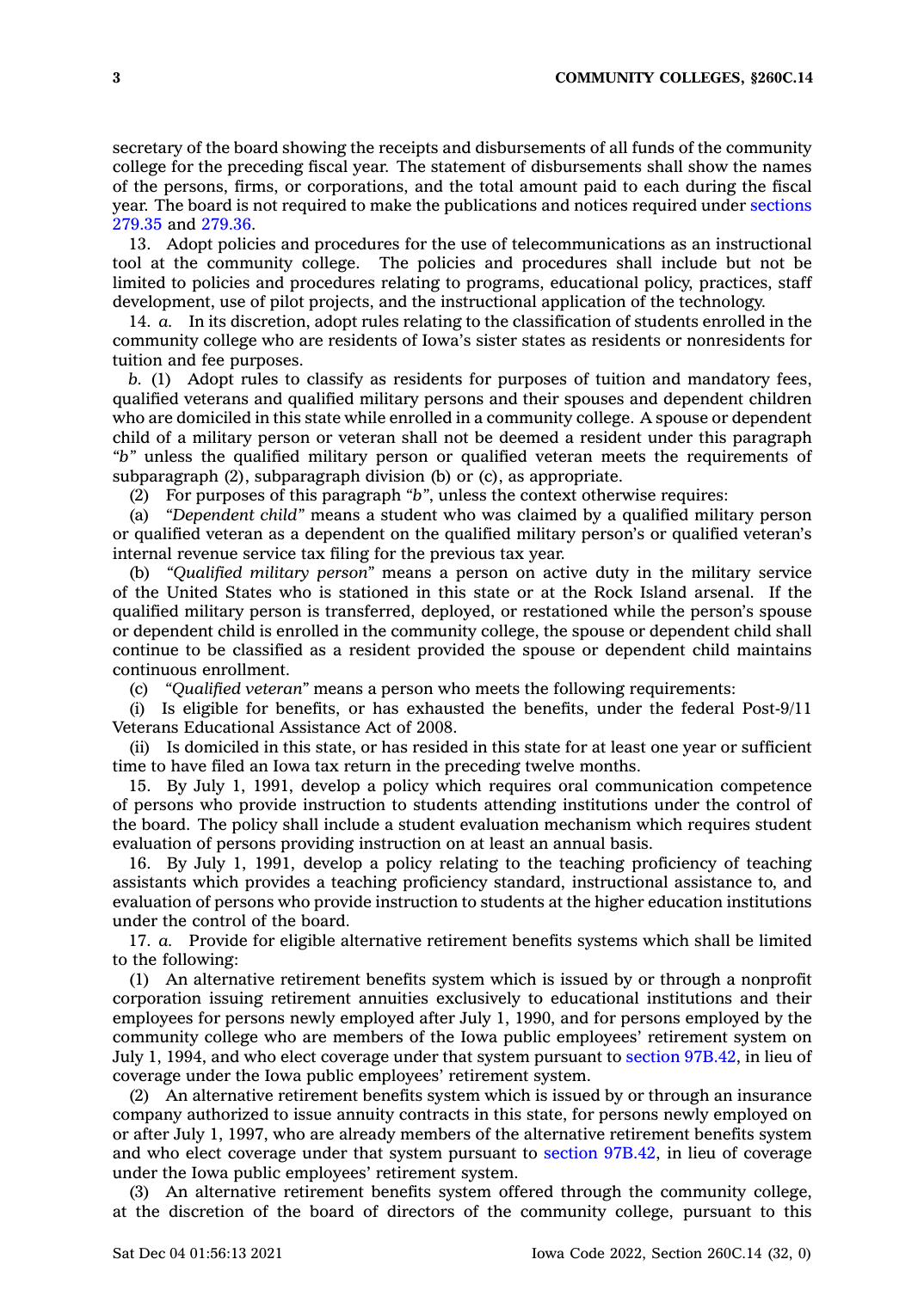secretary of the board showing the receipts and disbursements of all funds of the community college for the preceding fiscal year. The statement of disbursements shall show the names of the persons, firms, or corporations, and the total amount paid to each during the fiscal year. The board is not required to make the publications and notices required under sections 279.35 and 279.36.

13. Adopt policies and procedures for the use of telecommunications as an instructional tool at the community college. The policies and procedures shall include but not be limited to policies and procedures relating to programs, educational policy, practices, staff development, use of pilot projects, and the instructional application of the technology.

14. *a.* In its discretion, adopt rules relating to the classification of students enrolled in the community college who are residents of Iowa's sister states as residents or nonresidents for tuition and fee purposes.

*b.* (1) Adopt rules to classify as residents for purposes of tuition and mandatory fees, qualified veterans and qualified military persons and their spouses and dependent children who are domiciled in this state while enrolled in a community college. A spouse or dependent child of a military person or veteran shall not be deemed a resident under this paragraph *"b"* unless the qualified military person or qualified veteran meets the requirements of subparagraph (2), subparagraph division (b) or (c), as appropriate.

(2) For purposes of this paragraph *"b"*, unless the context otherwise requires:

(a) *"Dependent child"* means a student who was claimed by a qualified military person or qualified veteran as a dependent on the qualified military person's or qualified veteran's internal revenue service tax filing for the previous tax year.

(b) *"Qualified military person"* means a person on active duty in the military service of the United States who is stationed in this state or at the Rock Island arsenal. If the qualified military person is transferred, deployed, or restationed while the person's spouse or dependent child is enrolled in the community college, the spouse or dependent child shall continue to be classified as a resident provided the spouse or dependent child maintains continuous enrollment.

(c) *"Qualified veteran"* means a person who meets the following requirements:

(i) Is eligible for benefits, or has exhausted the benefits, under the federal Post-9/11 Veterans Educational Assistance Act of 2008.

(ii) Is domiciled in this state, or has resided in this state for at least one year or sufficient time to have filed an Iowa tax return in the preceding twelve months.

15. By July 1, 1991, develop a policy which requires oral communication competence of persons who provide instruction to students attending institutions under the control of the board. The policy shall include a student evaluation mechanism which requires student evaluation of persons providing instruction on at least an annual basis.

16. By July 1, 1991, develop a policy relating to the teaching proficiency of teaching assistants which provides a teaching proficiency standard, instructional assistance to, and evaluation of persons who provide instruction to students at the higher education institutions under the control of the board.

17. *a.* Provide for eligible alternative retirement benefits systems which shall be limited to the following:

(1) An alternative retirement benefits system which is issued by or through a nonprofit corporation issuing retirement annuities exclusively to educational institutions and their employees for persons newly employed after July 1, 1990, and for persons employed by the community college who are members of the Iowa public employees' retirement system on July 1, 1994, and who elect coverage under that system pursuant to section 97B.42, in lieu of coverage under the Iowa public employees' retirement system.

(2) An alternative retirement benefits system which is issued by or through an insurance company authorized to issue annuity contracts in this state, for persons newly employed on or after July 1, 1997, who are already members of the alternative retirement benefits system and who elect coverage under that system pursuant to section 97B.42, in lieu of coverage under the Iowa public employees' retirement system.

(3) An alternative retirement benefits system offered through the community college, at the discretion of the board of directors of the community college, pursuant to this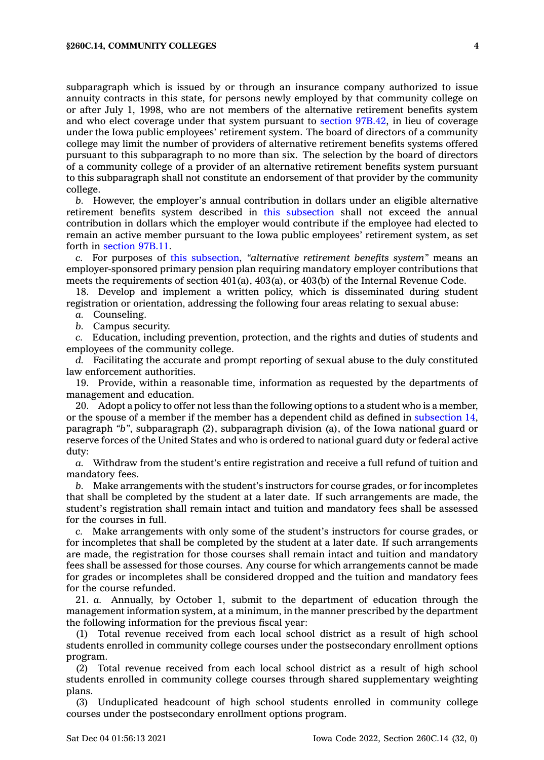subparagraph which is issued by or through an insurance company authorized to issue annuity contracts in this state, for persons newly employed by that community college on or after July 1, 1998, who are not members of the alternative retirement benefits system and who elect coverage under that system pursuant to section 97B.42, in lieu of coverage under the Iowa public employees' retirement system. The board of directors of a community college may limit the number of providers of alternative retirement benefits systems offered pursuant to this subparagraph to no more than six. The selection by the board of directors of a community college of a provider of an alternative retirement benefits system pursuant to this subparagraph shall not constitute an endorsement of that provider by the community college.

*b.* However, the employer's annual contribution in dollars under an eligible alternative retirement benefits system described in this subsection shall not exceed the annual contribution in dollars which the employer would contribute if the employee had elected to remain an active member pursuant to the Iowa public employees' retirement system, as set forth in section 97B.11.

*c.* For purposes of this subsection, *"alternative retirement benefits system"* means an employer-sponsored primary pension plan requiring mandatory employer contributions that meets the requirements of section 401(a), 403(a), or 403(b) of the Internal Revenue Code.

18. Develop and implement a written policy, which is disseminated during student registration or orientation, addressing the following four areas relating to sexual abuse:

*a.* Counseling.

*b.* Campus security.

*c.* Education, including prevention, protection, and the rights and duties of students and employees of the community college.

*d.* Facilitating the accurate and prompt reporting of sexual abuse to the duly constituted law enforcement authorities.

19. Provide, within a reasonable time, information as requested by the departments of management and education.

20. Adopt a policy to offer not less than the following options to a student who is a member, or the spouse of a member if the member has a dependent child as defined in subsection 14, paragraph *"b"*, subparagraph (2), subparagraph division (a), of the Iowa national guard or reserve forces of the United States and who is ordered to national guard duty or federal active duty:

*a.* Withdraw from the student's entire registration and receive a full refund of tuition and mandatory fees.

*b.* Make arrangements with the student's instructors for course grades, or for incompletes that shall be completed by the student at a later date. If such arrangements are made, the student's registration shall remain intact and tuition and mandatory fees shall be assessed for the courses in full.

*c.* Make arrangements with only some of the student's instructors for course grades, or for incompletes that shall be completed by the student at a later date. If such arrangements are made, the registration for those courses shall remain intact and tuition and mandatory fees shall be assessed for those courses. Any course for which arrangements cannot be made for grades or incompletes shall be considered dropped and the tuition and mandatory fees for the course refunded.

21. *a.* Annually, by October 1, submit to the department of education through the management information system, at a minimum, in the manner prescribed by the department the following information for the previous fiscal year:

(1) Total revenue received from each local school district as a result of high school students enrolled in community college courses under the postsecondary enrollment options program.

(2) Total revenue received from each local school district as a result of high school students enrolled in community college courses through shared supplementary weighting plans.

(3) Unduplicated headcount of high school students enrolled in community college courses under the postsecondary enrollment options program.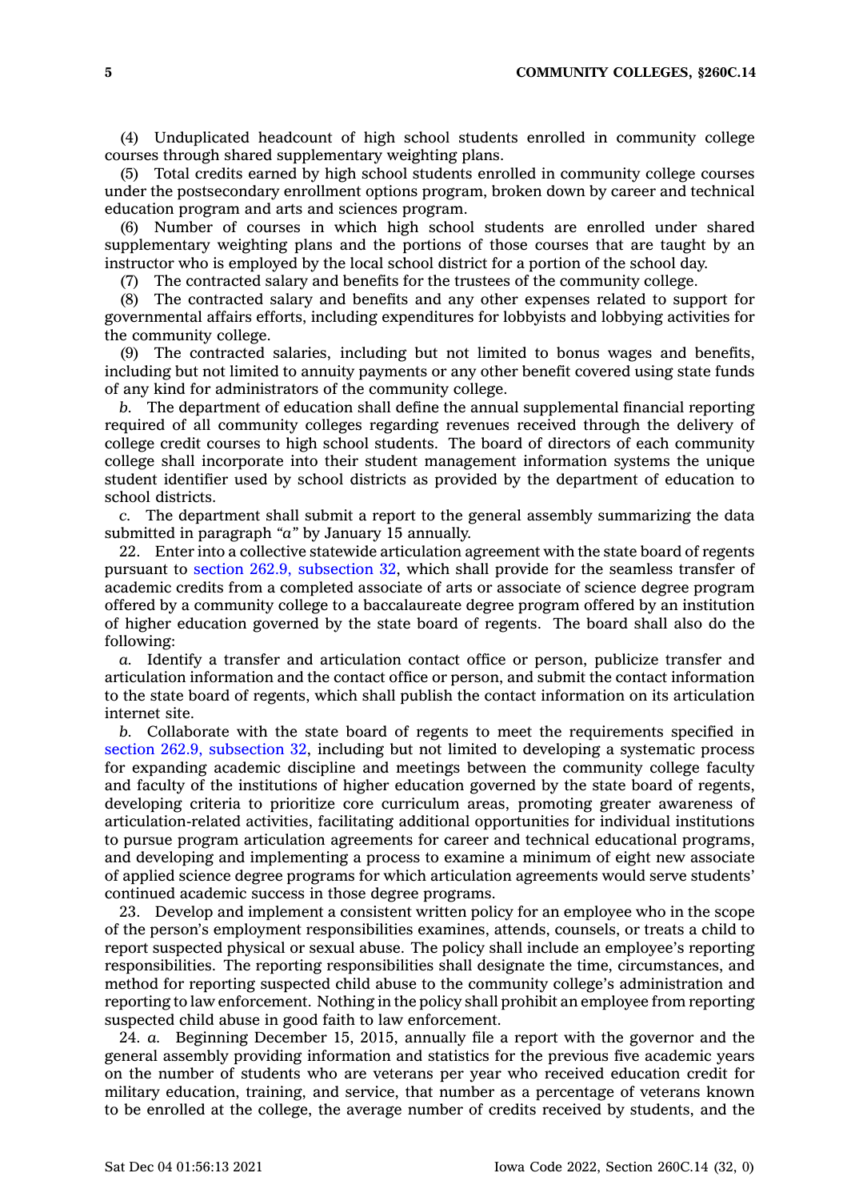(4) Unduplicated headcount of high school students enrolled in community college courses through shared supplementary weighting plans.

(5) Total credits earned by high school students enrolled in community college courses under the postsecondary enrollment options program, broken down by career and technical education program and arts and sciences program.

(6) Number of courses in which high school students are enrolled under shared supplementary weighting plans and the portions of those courses that are taught by an instructor who is employed by the local school district for a portion of the school day.

(7) The contracted salary and benefits for the trustees of the community college.

(8) The contracted salary and benefits and any other expenses related to support for governmental affairs efforts, including expenditures for lobbyists and lobbying activities for the community college.

(9) The contracted salaries, including but not limited to bonus wages and benefits, including but not limited to annuity payments or any other benefit covered using state funds of any kind for administrators of the community college.

*b.* The department of education shall define the annual supplemental financial reporting required of all community colleges regarding revenues received through the delivery of college credit courses to high school students. The board of directors of each community college shall incorporate into their student management information systems the unique student identifier used by school districts as provided by the department of education to school districts.

*c.* The department shall submit a report to the general assembly summarizing the data submitted in paragraph *"a"* by January 15 annually.

22. Enter into a collective statewide articulation agreement with the state board of regents pursuant to section 262.9, subsection 32, which shall provide for the seamless transfer of academic credits from a completed associate of arts or associate of science degree program offered by a community college to a baccalaureate degree program offered by an institution of higher education governed by the state board of regents. The board shall also do the following:

*a.* Identify a transfer and articulation contact office or person, publicize transfer and articulation information and the contact office or person, and submit the contact information to the state board of regents, which shall publish the contact information on its articulation internet site.

*b.* Collaborate with the state board of regents to meet the requirements specified in section 262.9, subsection 32, including but not limited to developing a systematic process for expanding academic discipline and meetings between the community college faculty and faculty of the institutions of higher education governed by the state board of regents, developing criteria to prioritize core curriculum areas, promoting greater awareness of articulation-related activities, facilitating additional opportunities for individual institutions to pursue program articulation agreements for career and technical educational programs, and developing and implementing a process to examine a minimum of eight new associate of applied science degree programs for which articulation agreements would serve students' continued academic success in those degree programs.

23. Develop and implement a consistent written policy for an employee who in the scope of the person's employment responsibilities examines, attends, counsels, or treats a child to report suspected physical or sexual abuse. The policy shall include an employee's reporting responsibilities. The reporting responsibilities shall designate the time, circumstances, and method for reporting suspected child abuse to the community college's administration and reporting to law enforcement. Nothing in the policy shall prohibit an employee from reporting suspected child abuse in good faith to law enforcement.

24. *a.* Beginning December 15, 2015, annually file a report with the governor and the general assembly providing information and statistics for the previous five academic years on the number of students who are veterans per year who received education credit for military education, training, and service, that number as a percentage of veterans known to be enrolled at the college, the average number of credits received by students, and the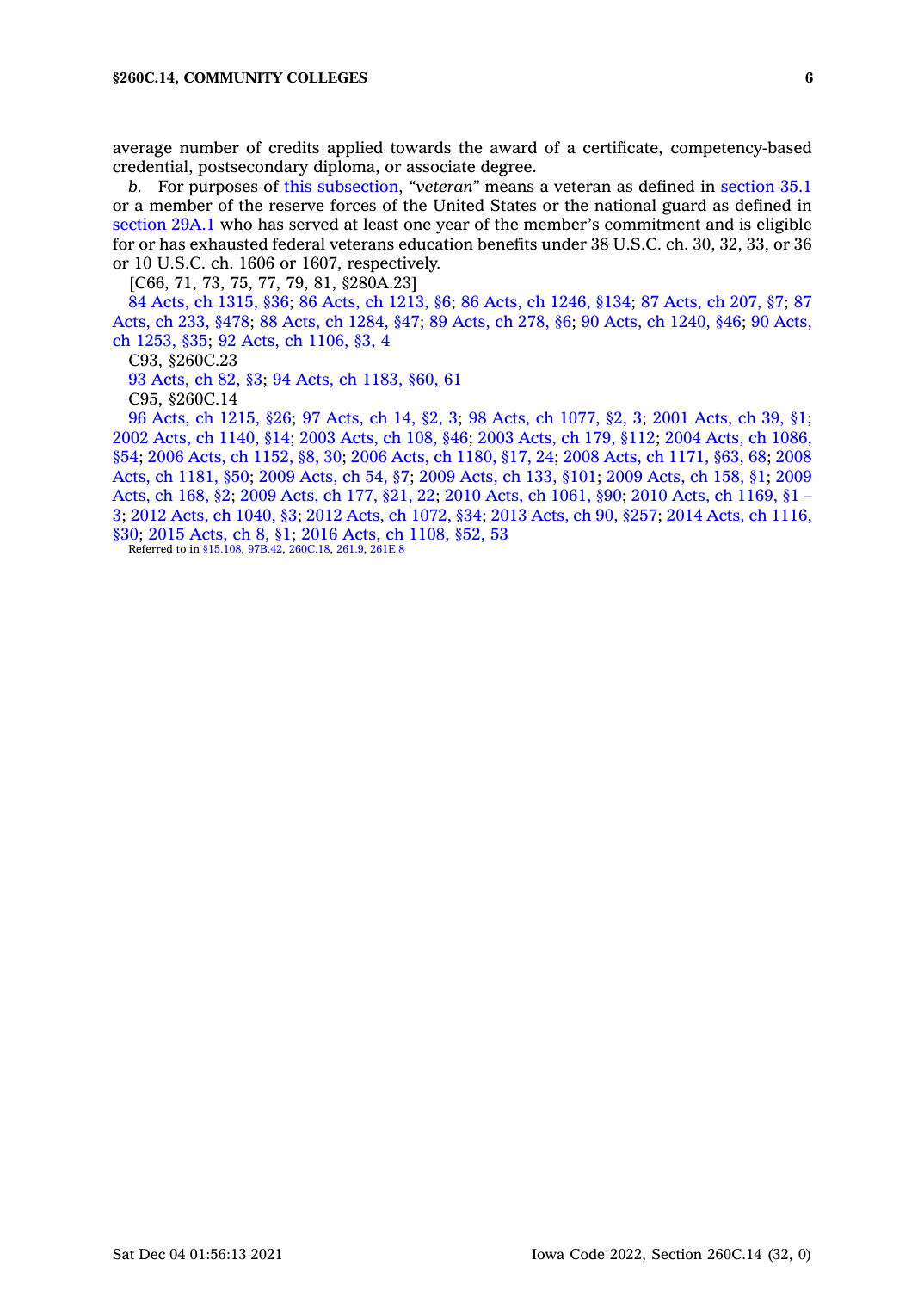average number of credits applied towards the award of a certificate, competency-based credential, postsecondary diploma, or associate degree.

*b.* For purposes of this subsection, *"veteran"* means a veteran as defined in section 35.1 or a member of the reserve forces of the United States or the national guard as defined in section 29A.1 who has served at least one year of the member's commitment and is eligible for or has exhausted federal veterans education benefits under 38 U.S.C. ch. 30, 32, 33, or 36 or 10 U.S.C. ch. 1606 or 1607, respectively.

[C66, 71, 73, 75, 77, 79, 81, §280A.23]

84 Acts, ch 1315, §36; 86 Acts, ch 1213, §6; 86 Acts, ch 1246, §134; 87 Acts, ch 207, §7; 87 Acts, ch 233, §478; 88 Acts, ch 1284, §47; 89 Acts, ch 278, §6; 90 Acts, ch 1240, §46; 90 Acts, ch 1253, §35; 92 Acts, ch 1106, §3, 4

C93, §260C.23

93 Acts, ch 82, §3; 94 Acts, ch 1183, §60, 61

C95, §260C.14

96 Acts, ch 1215, §26; 97 Acts, ch 14, §2, 3; 98 Acts, ch 1077, §2, 3; 2001 Acts, ch 39, §1; 2002 Acts, ch 1140, §14; 2003 Acts, ch 108, §46; 2003 Acts, ch 179, §112; 2004 Acts, ch 1086, §54; 2006 Acts, ch 1152, §8, 30; 2006 Acts, ch 1180, §17, 24; 2008 Acts, ch 1171, §63, 68; 2008 Acts, ch 1181, §50; 2009 Acts, ch 54, §7; 2009 Acts, ch 133, §101; 2009 Acts, ch 158, §1; 2009 Acts, ch 168, §2; 2009 Acts, ch 177, §21, 22; 2010 Acts, ch 1061, §90; 2010 Acts, ch 1169, §1 – 3; 2012 Acts, ch 1040, §3; 2012 Acts, ch 1072, §34; 2013 Acts, ch 90, §257; 2014 Acts, ch 1116, §30; 2015 Acts, ch 8, §1; 2016 Acts, ch 1108, §52, 53

Referred to in §15.108, 97B.42, 260C.18, 261.9, 261E.8